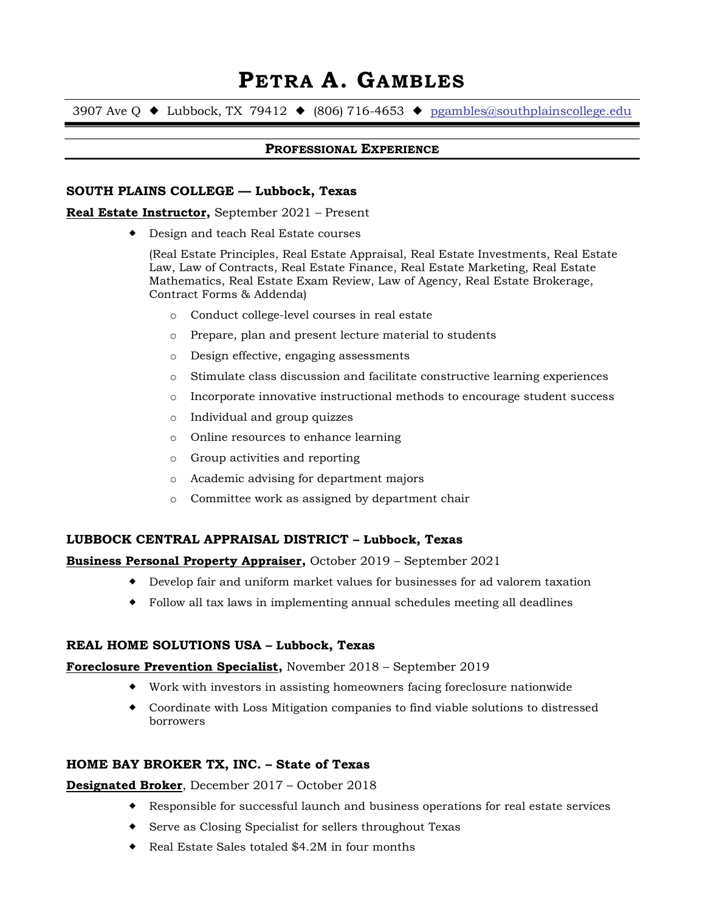# Petra A. Gambles

3907 Ave Q ◆ Lubbock, TX 79412 ◆ (806) 716-4653 ◆ pgambles@southplainscollege.edu

## Professional Experience

### SOUTH PLAINS COLLEGE — Lubbock, Texas

**Real Estate Instructor,** September 2021 – Present

- Design and teach Real Estate courses

  (Real Estate Principles, Real Estate Appraisal, Real Estate Investments, Real Estate Law, Law of Contracts, Real Estate Finance, Real Estate Marketing, Real Estate Mathematics, Real Estate Exam Review, Law of Agency, Real Estate Brokerage, Contract Forms & Addenda)

  - Conduct college-level courses in real estate
  - Prepare, plan and present lecture material to students
  - Design effective, engaging assessments
  - Stimulate class discussion and facilitate constructive learning experiences
  - Incorporate innovative instructional methods to encourage student success
  - Individual and group quizzes
  - Online resources to enhance learning
  - Group activities and reporting
  - Academic advising for department majors
  - Committee work as assigned by department chair

### LUBBOCK CENTRAL APPRAISAL DISTRICT – Lubbock, Texas

**Business Personal Property Appraiser,** October 2019 – September 2021

- Develop fair and uniform market values for businesses for ad valorem taxation
- Follow all tax laws in implementing annual schedules meeting all deadlines

### REAL HOME SOLUTIONS USA – Lubbock, Texas

**Foreclosure Prevention Specialist,** November 2018 – September 2019

- Work with investors in assisting homeowners facing foreclosure nationwide
- Coordinate with Loss Mitigation companies to find viable solutions to distressed borrowers

### HOME BAY BROKER TX, INC. – State of Texas

**Designated Broker**, December 2017 – October 2018

- Responsible for successful launch and business operations for real estate services
- Serve as Closing Specialist for sellers throughout Texas
- Real Estate Sales totaled $4.2M in four months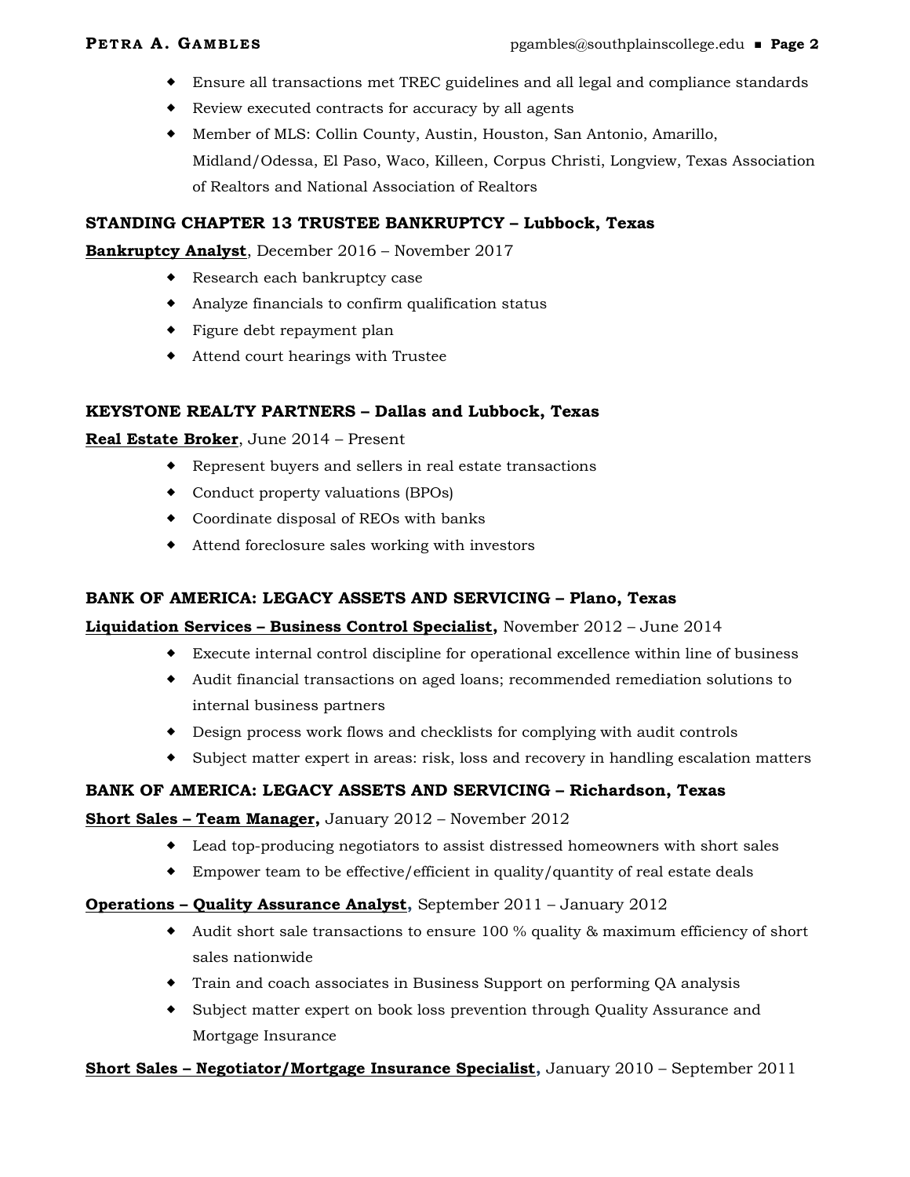- Ensure all transactions met TREC guidelines and all legal and compliance standards
- Review executed contracts for accuracy by all agents
- Member of MLS: Collin County, Austin, Houston, San Antonio, Amarillo, Midland/Odessa, El Paso, Waco, Killeen, Corpus Christi, Longview, Texas Association of Realtors and National Association of Realtors

**STANDING CHAPTER 13 TRUSTEE BANKRUPTCY – Lubbock, Texas**

**Bankruptcy Analyst**, December 2016 – November 2017

- Research each bankruptcy case
- Analyze financials to confirm qualification status
- Figure debt repayment plan
- Attend court hearings with Trustee

**KEYSTONE REALTY PARTNERS – Dallas and Lubbock, Texas**

**Real Estate Broker**, June 2014 – Present

- Represent buyers and sellers in real estate transactions
- Conduct property valuations (BPOs)
- Coordinate disposal of REOs with banks
- Attend foreclosure sales working with investors

**BANK OF AMERICA: LEGACY ASSETS AND SERVICING – Plano, Texas**

**Liquidation Services – Business Control Specialist,** November 2012 – June 2014

- Execute internal control discipline for operational excellence within line of business
- Audit financial transactions on aged loans; recommended remediation solutions to internal business partners
- Design process work flows and checklists for complying with audit controls
- Subject matter expert in areas: risk, loss and recovery in handling escalation matters

**BANK OF AMERICA: LEGACY ASSETS AND SERVICING – Richardson, Texas**

**Short Sales – Team Manager,** January 2012 – November 2012

- Lead top-producing negotiators to assist distressed homeowners with short sales
- Empower team to be effective/efficient in quality/quantity of real estate deals

**Operations – Quality Assurance Analyst,** September 2011 – January 2012

- Audit short sale transactions to ensure 100 % quality & maximum efficiency of short sales nationwide
- Train and coach associates in Business Support on performing QA analysis
- Subject matter expert on book loss prevention through Quality Assurance and Mortgage Insurance

**Short Sales – Negotiator/Mortgage Insurance Specialist,** January 2010 – September 2011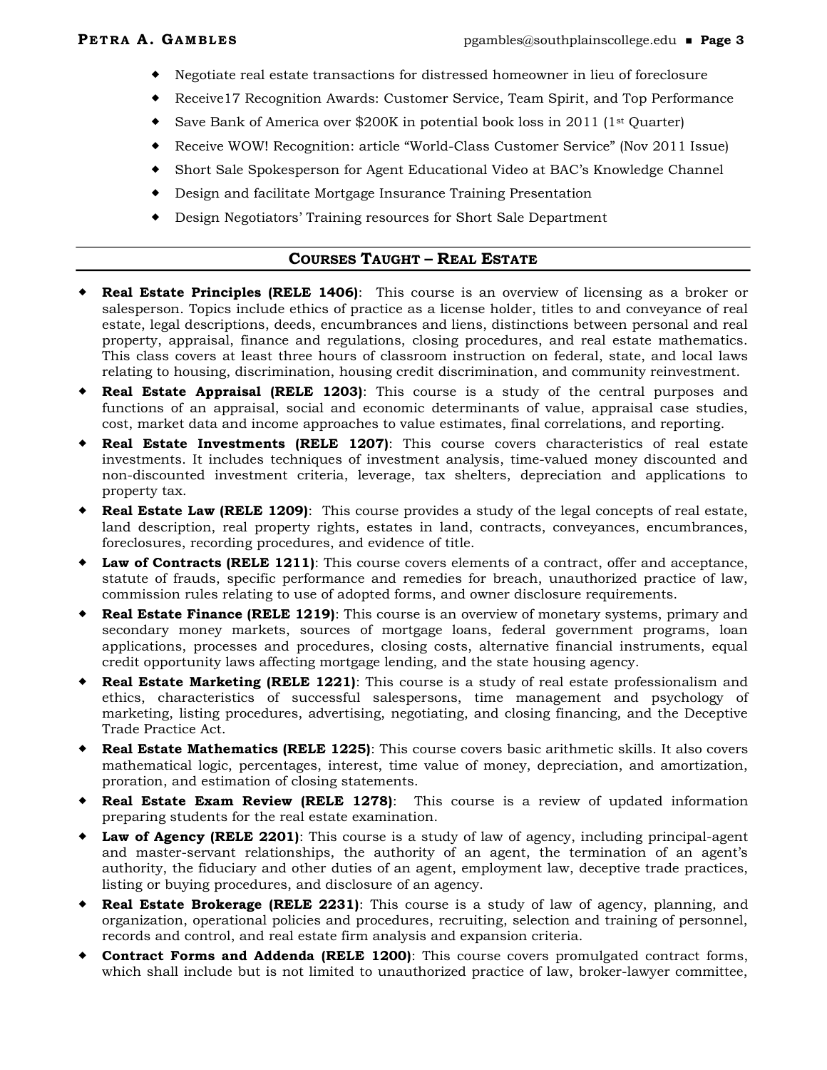- Negotiate real estate transactions for distressed homeowner in lieu of foreclosure
- Receive17 Recognition Awards: Customer Service, Team Spirit, and Top Performance
- Save Bank of America over $200K in potential book loss in 2011 (1st Quarter)
- Receive WOW! Recognition: article "World-Class Customer Service" (Nov 2011 Issue)
- Short Sale Spokesperson for Agent Educational Video at BAC's Knowledge Channel
- Design and facilitate Mortgage Insurance Training Presentation
- Design Negotiators' Training resources for Short Sale Department

## Courses Taught – Real Estate

- **Real Estate Principles (RELE 1406)**: This course is an overview of licensing as a broker or salesperson. Topics include ethics of practice as a license holder, titles to and conveyance of real estate, legal descriptions, deeds, encumbrances and liens, distinctions between personal and real property, appraisal, finance and regulations, closing procedures, and real estate mathematics. This class covers at least three hours of classroom instruction on federal, state, and local laws relating to housing, discrimination, housing credit discrimination, and community reinvestment.
- **Real Estate Appraisal (RELE 1203)**: This course is a study of the central purposes and functions of an appraisal, social and economic determinants of value, appraisal case studies, cost, market data and income approaches to value estimates, final correlations, and reporting.
- **Real Estate Investments (RELE 1207)**: This course covers characteristics of real estate investments. It includes techniques of investment analysis, time-valued money discounted and non-discounted investment criteria, leverage, tax shelters, depreciation and applications to property tax.
- **Real Estate Law (RELE 1209)**: This course provides a study of the legal concepts of real estate, land description, real property rights, estates in land, contracts, conveyances, encumbrances, foreclosures, recording procedures, and evidence of title.
- **Law of Contracts (RELE 1211)**: This course covers elements of a contract, offer and acceptance, statute of frauds, specific performance and remedies for breach, unauthorized practice of law, commission rules relating to use of adopted forms, and owner disclosure requirements.
- **Real Estate Finance (RELE 1219)**: This course is an overview of monetary systems, primary and secondary money markets, sources of mortgage loans, federal government programs, loan applications, processes and procedures, closing costs, alternative financial instruments, equal credit opportunity laws affecting mortgage lending, and the state housing agency.
- **Real Estate Marketing (RELE 1221)**: This course is a study of real estate professionalism and ethics, characteristics of successful salespersons, time management and psychology of marketing, listing procedures, advertising, negotiating, and closing financing, and the Deceptive Trade Practice Act.
- **Real Estate Mathematics (RELE 1225)**: This course covers basic arithmetic skills. It also covers mathematical logic, percentages, interest, time value of money, depreciation, and amortization, proration, and estimation of closing statements.
- **Real Estate Exam Review (RELE 1278)**: This course is a review of updated information preparing students for the real estate examination.
- **Law of Agency (RELE 2201)**: This course is a study of law of agency, including principal-agent and master-servant relationships, the authority of an agent, the termination of an agent's authority, the fiduciary and other duties of an agent, employment law, deceptive trade practices, listing or buying procedures, and disclosure of an agency.
- **Real Estate Brokerage (RELE 2231)**: This course is a study of law of agency, planning, and organization, operational policies and procedures, recruiting, selection and training of personnel, records and control, and real estate firm analysis and expansion criteria.
- **Contract Forms and Addenda (RELE 1200)**: This course covers promulgated contract forms, which shall include but is not limited to unauthorized practice of law, broker-lawyer committee,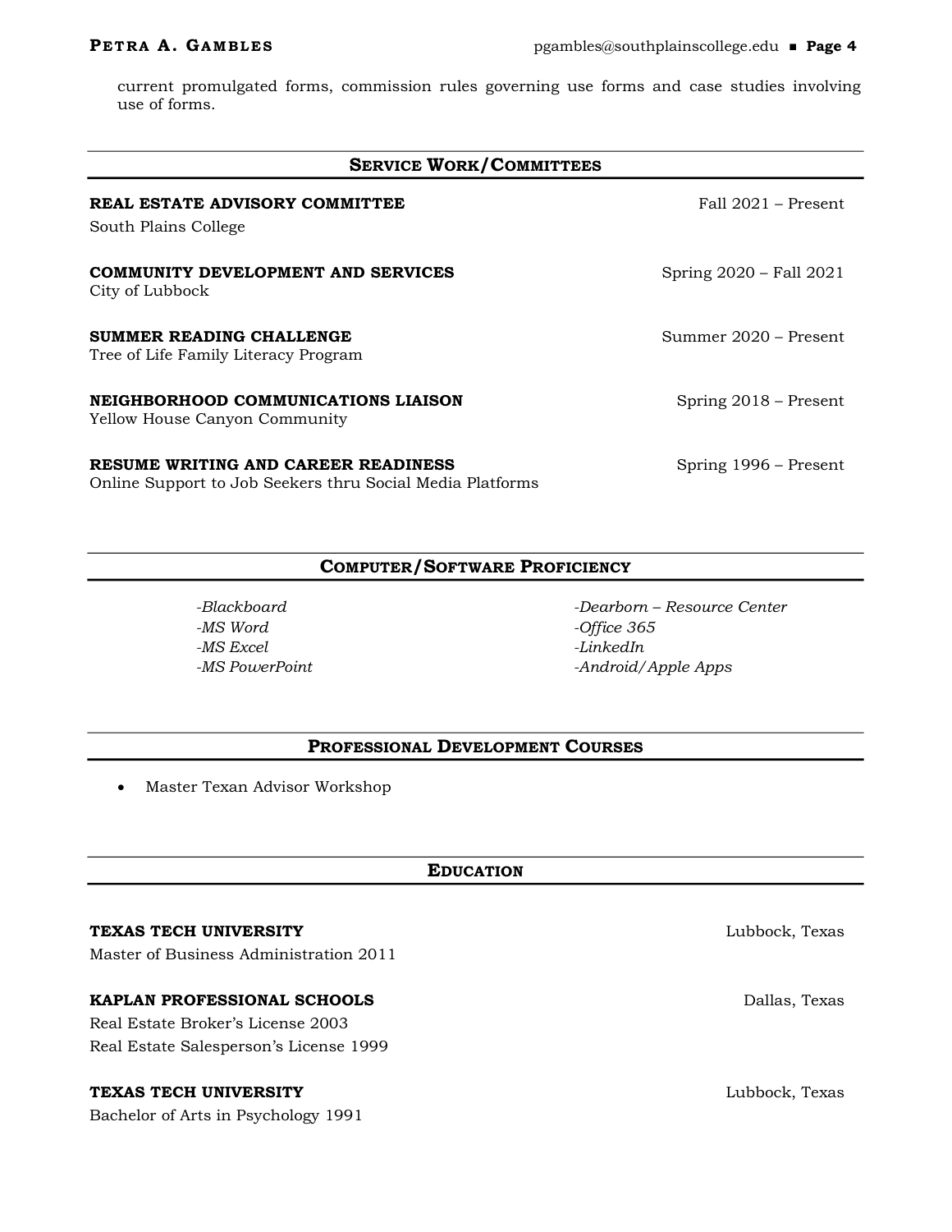current promulgated forms, commission rules governing use forms and case studies involving use of forms.

## Service Work/Committees

**REAL ESTATE ADVISORY COMMITTEE** — Fall 2021 – Present
South Plains College

**COMMUNITY DEVELOPMENT AND SERVICES** — Spring 2020 – Fall 2021
City of Lubbock

**SUMMER READING CHALLENGE** — Summer 2020 – Present
Tree of Life Family Literacy Program

**NEIGHBORHOOD COMMUNICATIONS LIAISON** — Spring 2018 – Present
Yellow House Canyon Community

**RESUME WRITING AND CAREER READINESS** — Spring 1996 – Present
Online Support to Job Seekers thru Social Media Platforms

## Computer/Software Proficiency

*-Blackboard*
*-MS Word*
*-MS Excel*
*-MS PowerPoint*
*-Dearborn – Resource Center*
*-Office 365*
*-LinkedIn*
*-Android/Apple Apps*

## Professional Development Courses

- Master Texan Advisor Workshop

## Education

**TEXAS TECH UNIVERSITY** — Lubbock, Texas
Master of Business Administration 2011

**KAPLAN PROFESSIONAL SCHOOLS** — Dallas, Texas
Real Estate Broker's License 2003
Real Estate Salesperson's License 1999

**TEXAS TECH UNIVERSITY** — Lubbock, Texas
Bachelor of Arts in Psychology 1991